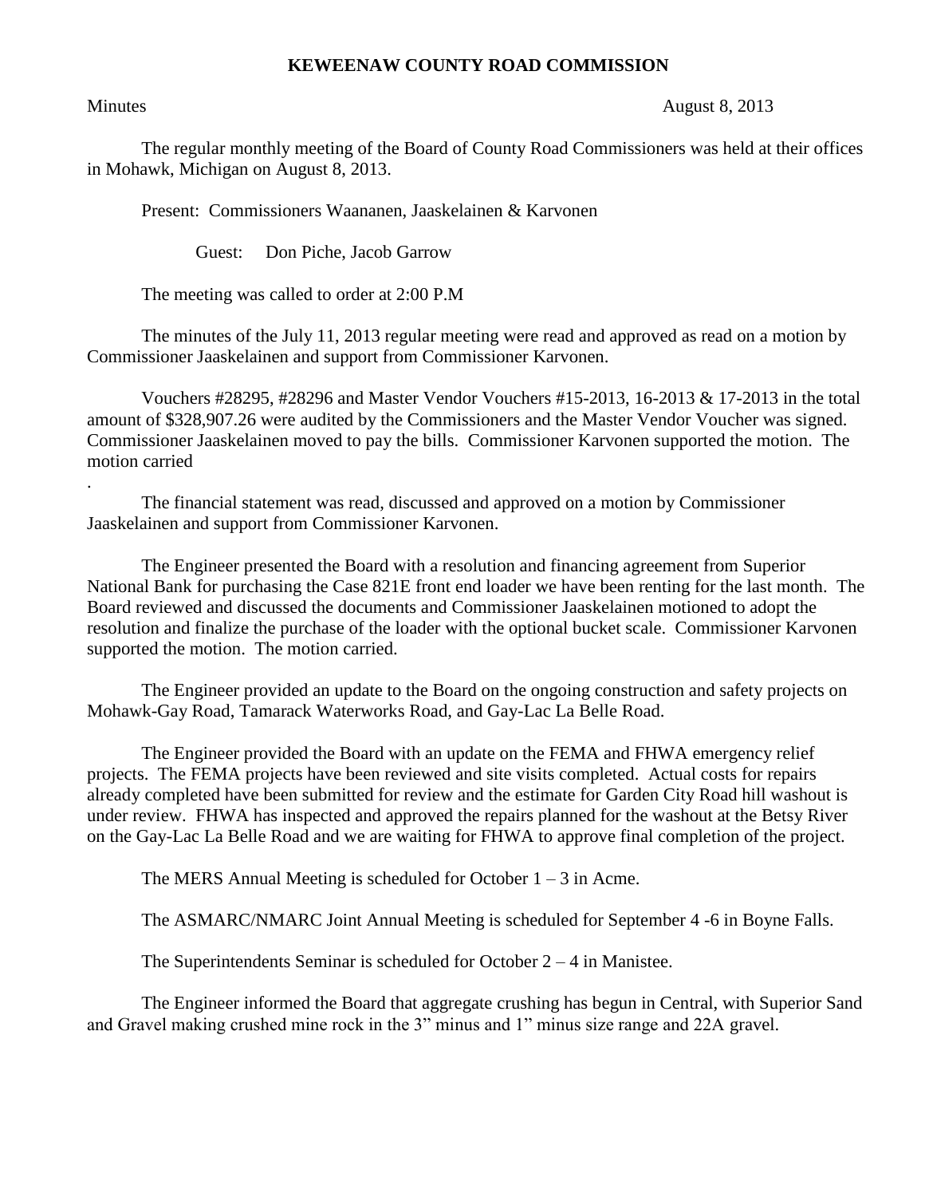# KEWEENAW COUNTY ROAD COMMISSION

Minutes August 8, 2013

The regular monthly meeting of the Board of County Road Commissioners was held at their offices in Mohawk, Michigan on August 8, 2013.

Present: Commissioners Waananen, Jaaskelainen & Karvonen

Guest: Don Piche, Jacob Garrow

The meeting was called to order at 2:00 P.M

The minutes of the July 11, 2013 regular meeting were read and approved as read on a motion by Commissioner Jaaskelainen and support from Commissioner Karvonen.

Vouchers #28295, #28296 and Master Vendor Vouchers #15-2013, 16-2013 & 17-2013 in the total amount of $328,907.26 were audited by the Commissioners and the Master Vendor Voucher was signed. Commissioner Jaaskelainen moved to pay the bills. Commissioner Karvonen supported the motion. The motion carried

.

The financial statement was read, discussed and approved on a motion by Commissioner Jaaskelainen and support from Commissioner Karvonen.

The Engineer presented the Board with a resolution and financing agreement from Superior National Bank for purchasing the Case 821E front end loader we have been renting for the last month. The Board reviewed and discussed the documents and Commissioner Jaaskelainen motioned to adopt the resolution and finalize the purchase of the loader with the optional bucket scale. Commissioner Karvonen supported the motion. The motion carried.

The Engineer provided an update to the Board on the ongoing construction and safety projects on Mohawk-Gay Road, Tamarack Waterworks Road, and Gay-Lac La Belle Road.

The Engineer provided the Board with an update on the FEMA and FHWA emergency relief projects. The FEMA projects have been reviewed and site visits completed. Actual costs for repairs already completed have been submitted for review and the estimate for Garden City Road hill washout is under review. FHWA has inspected and approved the repairs planned for the washout at the Betsy River on the Gay-Lac La Belle Road and we are waiting for FHWA to approve final completion of the project.

The MERS Annual Meeting is scheduled for October 1 – 3 in Acme.

The ASMARC/NMARC Joint Annual Meeting is scheduled for September 4 -6 in Boyne Falls.

The Superintendents Seminar is scheduled for October 2 – 4 in Manistee.

The Engineer informed the Board that aggregate crushing has begun in Central, with Superior Sand and Gravel making crushed mine rock in the 3" minus and 1" minus size range and 22A gravel.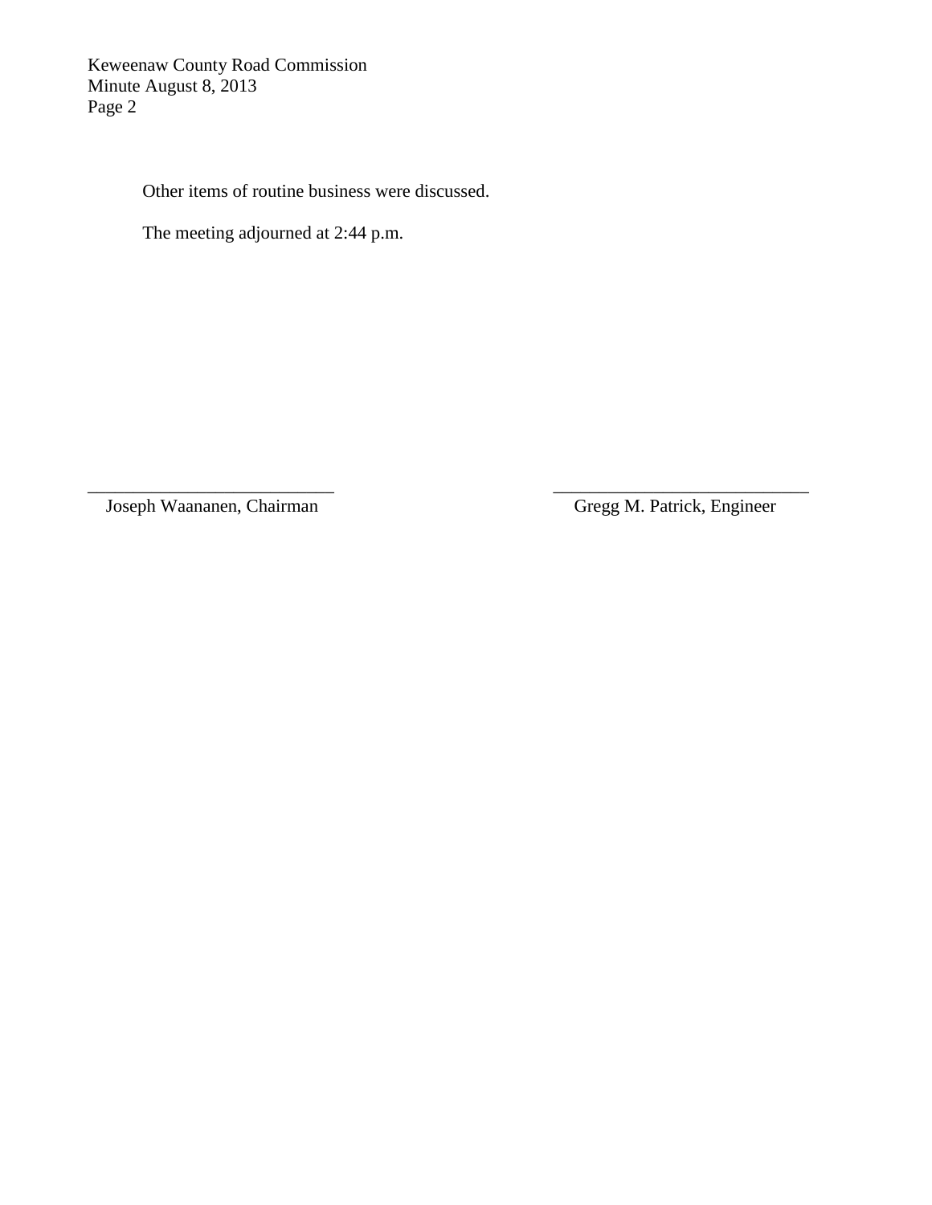Other items of routine business were discussed.

The meeting adjourned at 2:44 p.m.

\_\_\_\_\_\_\_\_\_\_\_\_\_\_\_\_\_\_\_\_\_\_\_\_\_\_\_
Joseph Waananen, Chairman

\_\_\_\_\_\_\_\_\_\_\_\_\_\_\_\_\_\_\_\_\_\_\_\_\_\_\_
Gregg M. Patrick, Engineer